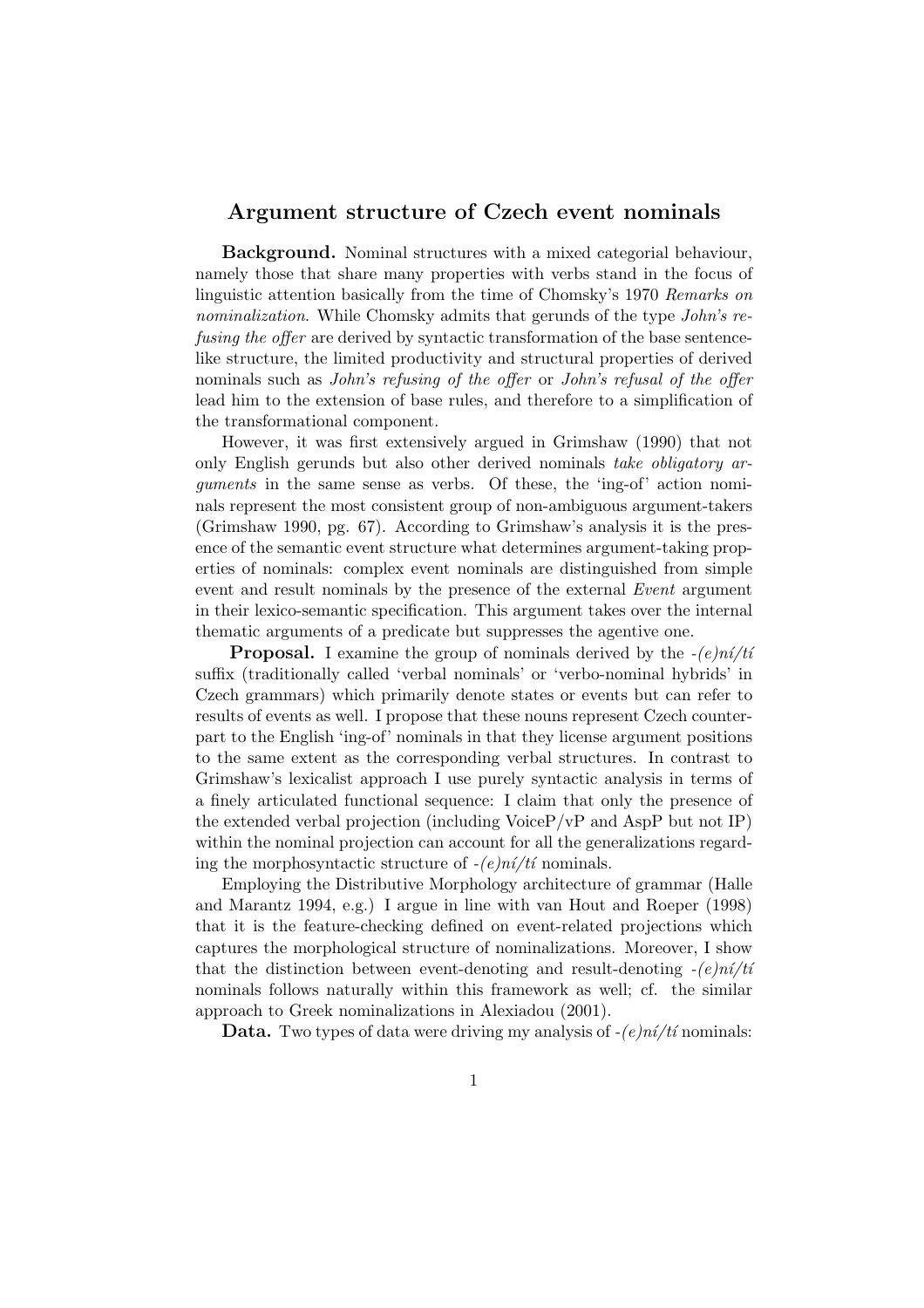## Argument structure of Czech event nominals

**Background.** Nominal structures with a mixed categorial behaviour, namely those that share many properties with verbs stand in the focus of linguistic attention basically from the time of Chomsky's 1970 *Remarks on nominalization*. While Chomsky admits that gerunds of the type *John's refusing the offer* are derived by syntactic transformation of the base sentence-like structure, the limited productivity and structural properties of derived nominals such as *John's refusing of the offer* or *John's refusal of the offer* lead him to the extension of base rules, and therefore to a simplification of the transformational component.

However, it was first extensively argued in Grimshaw (1990) that not only English gerunds but also other derived nominals *take obligatory arguments* in the same sense as verbs. Of these, the 'ing-of' action nominals represent the most consistent group of non-ambiguous argument-takers (Grimshaw 1990, pg. 67). According to Grimshaw's analysis it is the presence of the semantic event structure what determines argument-taking properties of nominals: complex event nominals are distinguished from simple event and result nominals by the presence of the external *Event* argument in their lexico-semantic specification. This argument takes over the internal thematic arguments of a predicate but suppresses the agentive one.

**Proposal.** I examine the group of nominals derived by the *-(e)ní/tí* suffix (traditionally called 'verbal nominals' or 'verbo-nominal hybrids' in Czech grammars) which primarily denote states or events but can refer to results of events as well. I propose that these nouns represent Czech counterpart to the English 'ing-of' nominals in that they license argument positions to the same extent as the corresponding verbal structures. In contrast to Grimshaw's lexicalist approach I use purely syntactic analysis in terms of a finely articulated functional sequence: I claim that only the presence of the extended verbal projection (including VoiceP/vP and AspP but not IP) within the nominal projection can account for all the generalizations regarding the morphosyntactic structure of *-(e)ní/tí* nominals.

Employing the Distributive Morphology architecture of grammar (Halle and Marantz 1994, e.g.) I argue in line with van Hout and Roeper (1998) that it is the feature-checking defined on event-related projections which captures the morphological structure of nominalizations. Moreover, I show that the distinction between event-denoting and result-denoting *-(e)ní/tí* nominals follows naturally within this framework as well; cf. the similar approach to Greek nominalizations in Alexiadou (2001).

**Data.** Two types of data were driving my analysis of *-(e)ní/tí* nominals: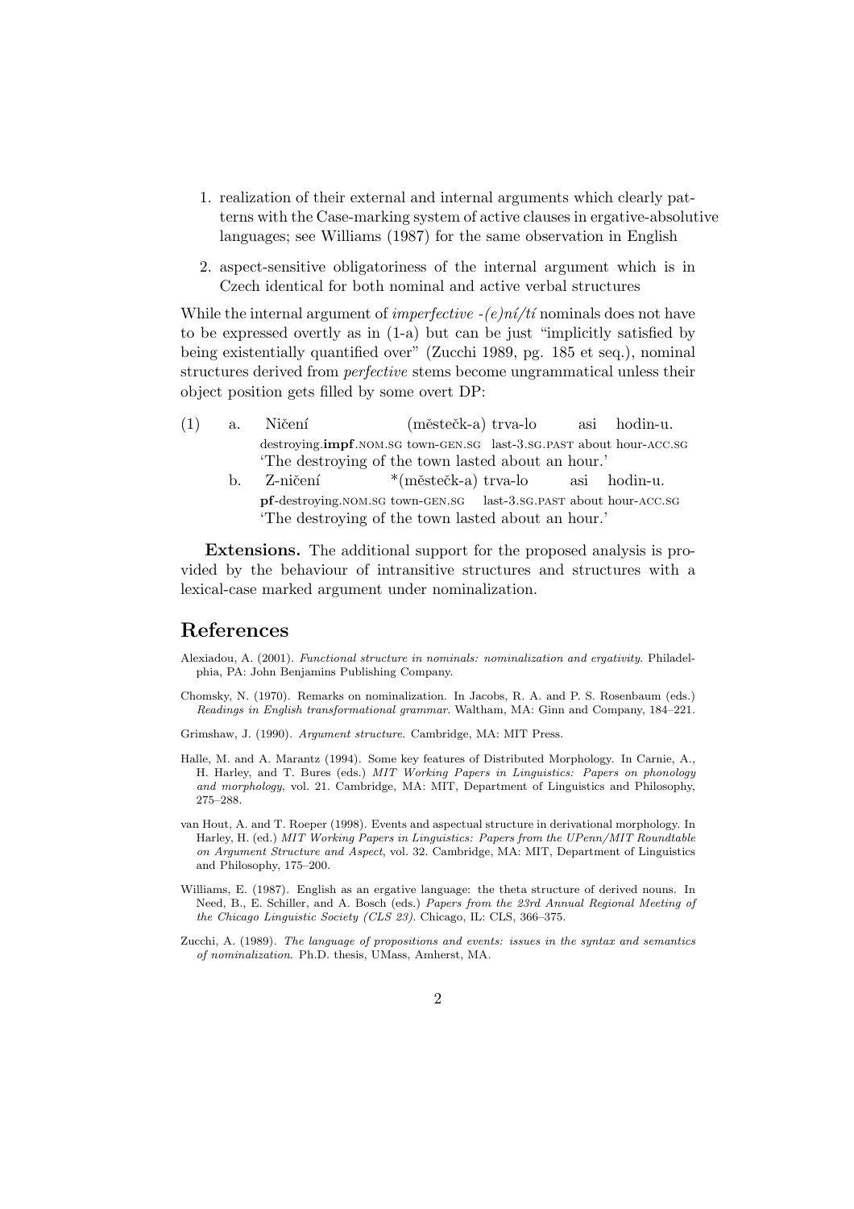1. realization of their external and internal arguments which clearly patterns with the Case-marking system of active clauses in ergative-absolutive languages; see Williams (1987) for the same observation in English

2. aspect-sensitive obligatoriness of the internal argument which is in Czech identical for both nominal and active verbal structures

While the internal argument of *imperfective -(e)ní/tí* nominals does not have to be expressed overtly as in (1-a) but can be just "implicitly satisfied by being existentially quantified over" (Zucchi 1989, pg. 185 et seq.), nominal structures derived from *perfective* stems become ungrammatical unless their object position gets filled by some overt DP:

(1) a. Ničení (městečk-a) trva-lo asi hodin-u.
destroying.**impf**.NOM.SG town-GEN.SG last-3.SG.PAST about hour-ACC.SG
'The destroying of the town lasted about an hour.'

b. Z-ničení *(městečk-a) trva-lo asi hodin-u.
**pf**-destroying.NOM.SG town-GEN.SG last-3.SG.PAST about hour-ACC.SG
'The destroying of the town lasted about an hour.'

**Extensions.** The additional support for the proposed analysis is provided by the behaviour of intransitive structures and structures with a lexical-case marked argument under nominalization.

## References

Alexiadou, A. (2001). *Functional structure in nominals: nominalization and ergativity*. Philadelphia, PA: John Benjamins Publishing Company.

Chomsky, N. (1970). Remarks on nominalization. In Jacobs, R. A. and P. S. Rosenbaum (eds.) *Readings in English transformational grammar*. Waltham, MA: Ginn and Company, 184–221.

Grimshaw, J. (1990). *Argument structure*. Cambridge, MA: MIT Press.

Halle, M. and A. Marantz (1994). Some key features of Distributed Morphology. In Carnie, A., H. Harley, and T. Bures (eds.) *MIT Working Papers in Linguistics: Papers on phonology and morphology*, vol. 21. Cambridge, MA: MIT, Department of Linguistics and Philosophy, 275–288.

van Hout, A. and T. Roeper (1998). Events and aspectual structure in derivational morphology. In Harley, H. (ed.) *MIT Working Papers in Linguistics: Papers from the UPenn/MIT Roundtable on Argument Structure and Aspect*, vol. 32. Cambridge, MA: MIT, Department of Linguistics and Philosophy, 175–200.

Williams, E. (1987). English as an ergative language: the theta structure of derived nouns. In Need, B., E. Schiller, and A. Bosch (eds.) *Papers from the 23rd Annual Regional Meeting of the Chicago Linguistic Society (CLS 23)*. Chicago, IL: CLS, 366–375.

Zucchi, A. (1989). *The language of propositions and events: issues in the syntax and semantics of nominalization*. Ph.D. thesis, UMass, Amherst, MA.